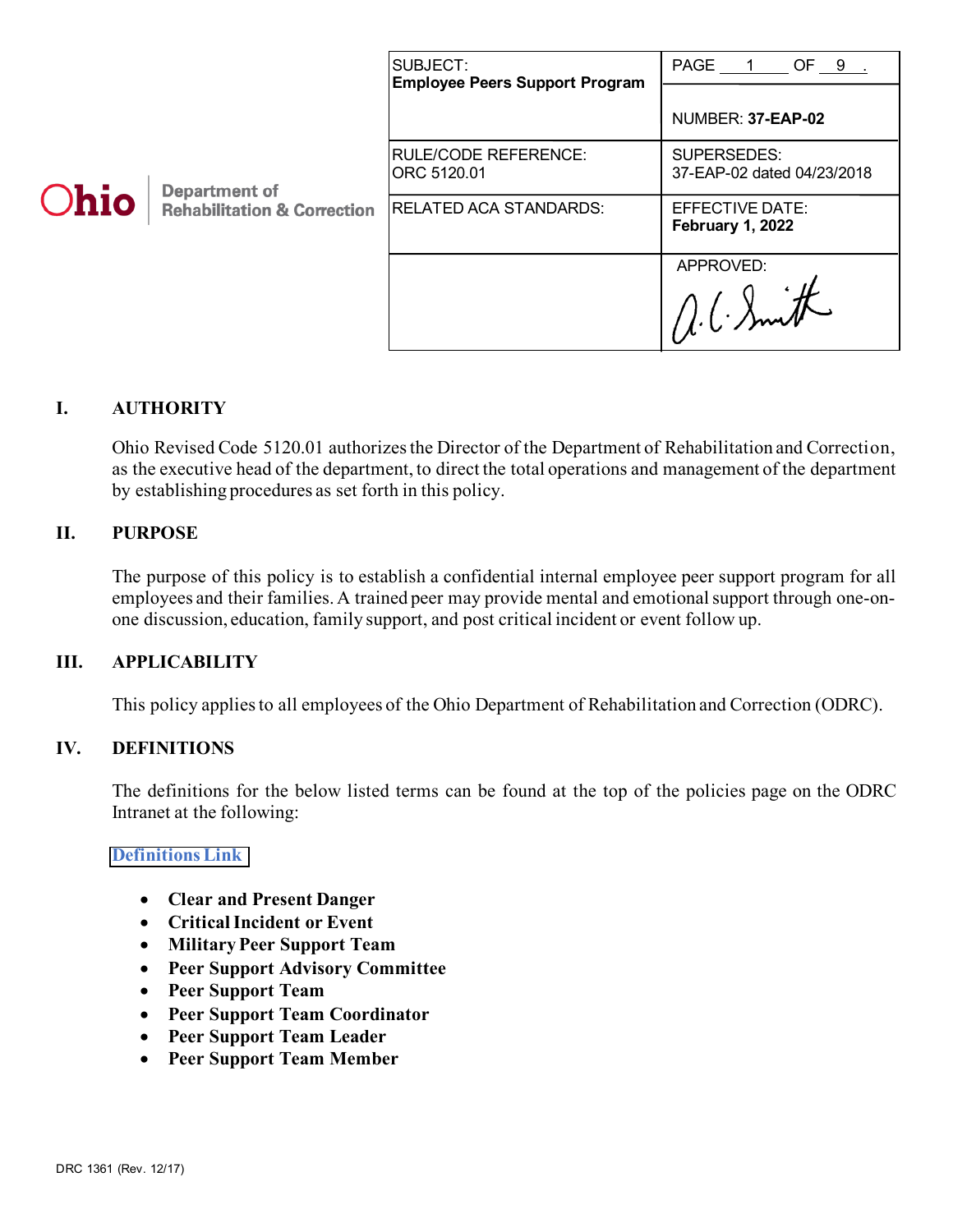Ohio Department of Rehabilitation & Correction

| SUBJECT: **Employee Peers Support Program** | PAGE 1 OF 9. NUMBER: **37-EAP-02** |
| --- | --- |
| RULE/CODE REFERENCE: ORC 5120.01 | SUPERSEDES: 37-EAP-02 dated 04/23/2018 |
| RELATED ACA STANDARDS: | EFFECTIVE DATE: **February 1, 2022** |
| | APPROVED: A. C. Smith |

## I. AUTHORITY

Ohio Revised Code 5120.01 authorizes the Director of the Department of Rehabilitation and Correction, as the executive head of the department, to direct the total operations and management of the department by establishing procedures as set forth in this policy.

## II. PURPOSE

The purpose of this policy is to establish a confidential internal employee peer support program for all employees and their families. A trained peer may provide mental and emotional support through one-on-one discussion, education, family support, and post critical incident or event follow up.

## III. APPLICABILITY

This policy applies to all employees of the Ohio Department of Rehabilitation and Correction (ODRC).

## IV. DEFINITIONS

The definitions for the below listed terms can be found at the top of the policies page on the ODRC Intranet at the following:

Definitions Link

- **Clear and Present Danger**
- **Critical Incident or Event**
- **Military Peer Support Team**
- **Peer Support Advisory Committee**
- **Peer Support Team**
- **Peer Support Team Coordinator**
- **Peer Support Team Leader**
- **Peer Support Team Member**

DRC 1361 (Rev. 12/17)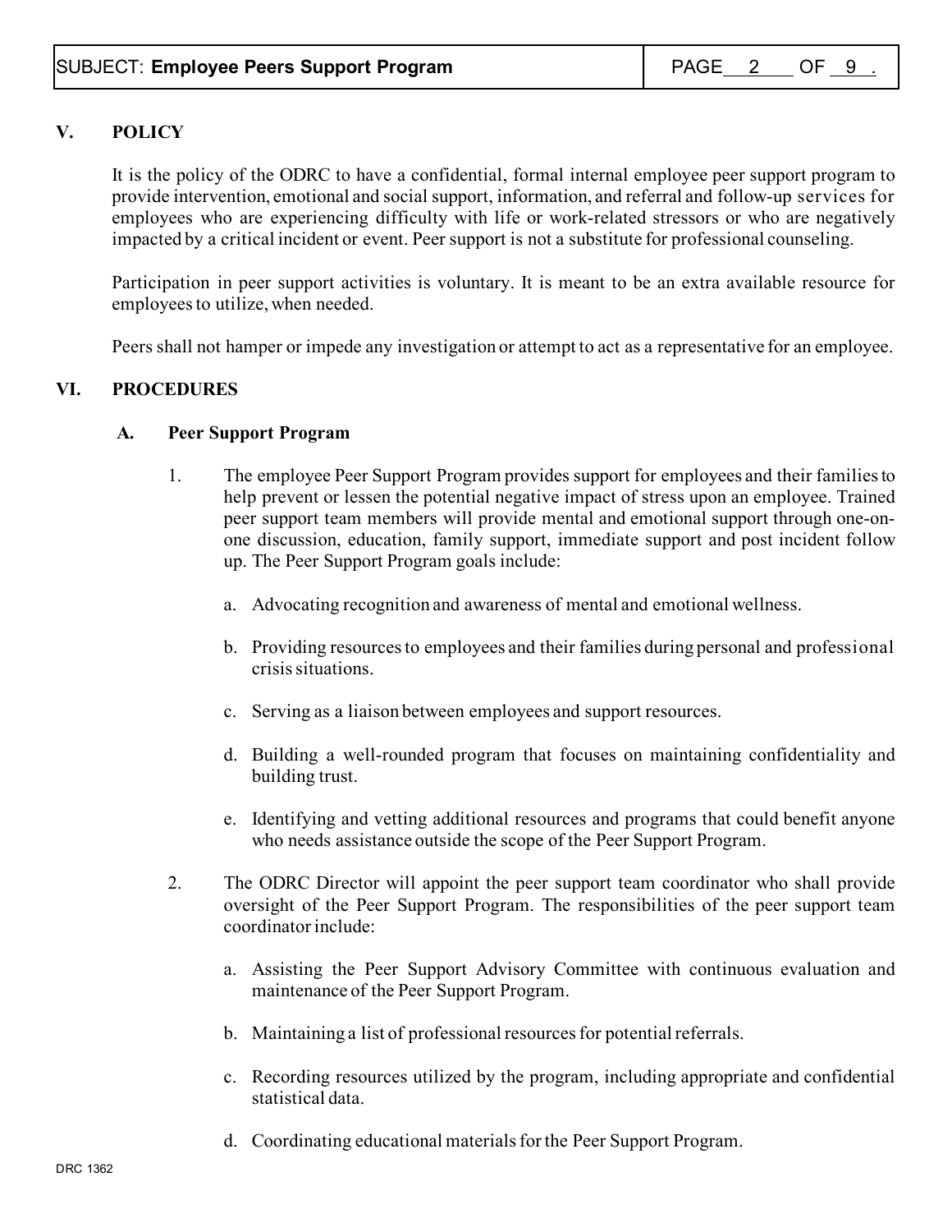## V. POLICY

It is the policy of the ODRC to have a confidential, formal internal employee peer support program to provide intervention, emotional and social support, information, and referral and follow-up services for employees who are experiencing difficulty with life or work-related stressors or who are negatively impacted by a critical incident or event. Peer support is not a substitute for professional counseling.

Participation in peer support activities is voluntary. It is meant to be an extra available resource for employees to utilize, when needed.

Peers shall not hamper or impede any investigation or attempt to act as a representative for an employee.

## VI. PROCEDURES

### A. Peer Support Program

1. The employee Peer Support Program provides support for employees and their families to help prevent or lessen the potential negative impact of stress upon an employee. Trained peer support team members will provide mental and emotional support through one-on-one discussion, education, family support, immediate support and post incident follow up. The Peer Support Program goals include:

   a. Advocating recognition and awareness of mental and emotional wellness.

   b. Providing resources to employees and their families during personal and professional crisis situations.

   c. Serving as a liaison between employees and support resources.

   d. Building a well-rounded program that focuses on maintaining confidentiality and building trust.

   e. Identifying and vetting additional resources and programs that could benefit anyone who needs assistance outside the scope of the Peer Support Program.

2. The ODRC Director will appoint the peer support team coordinator who shall provide oversight of the Peer Support Program. The responsibilities of the peer support team coordinator include:

   a. Assisting the Peer Support Advisory Committee with continuous evaluation and maintenance of the Peer Support Program.

   b. Maintaining a list of professional resources for potential referrals.

   c. Recording resources utilized by the program, including appropriate and confidential statistical data.

   d. Coordinating educational materials for the Peer Support Program.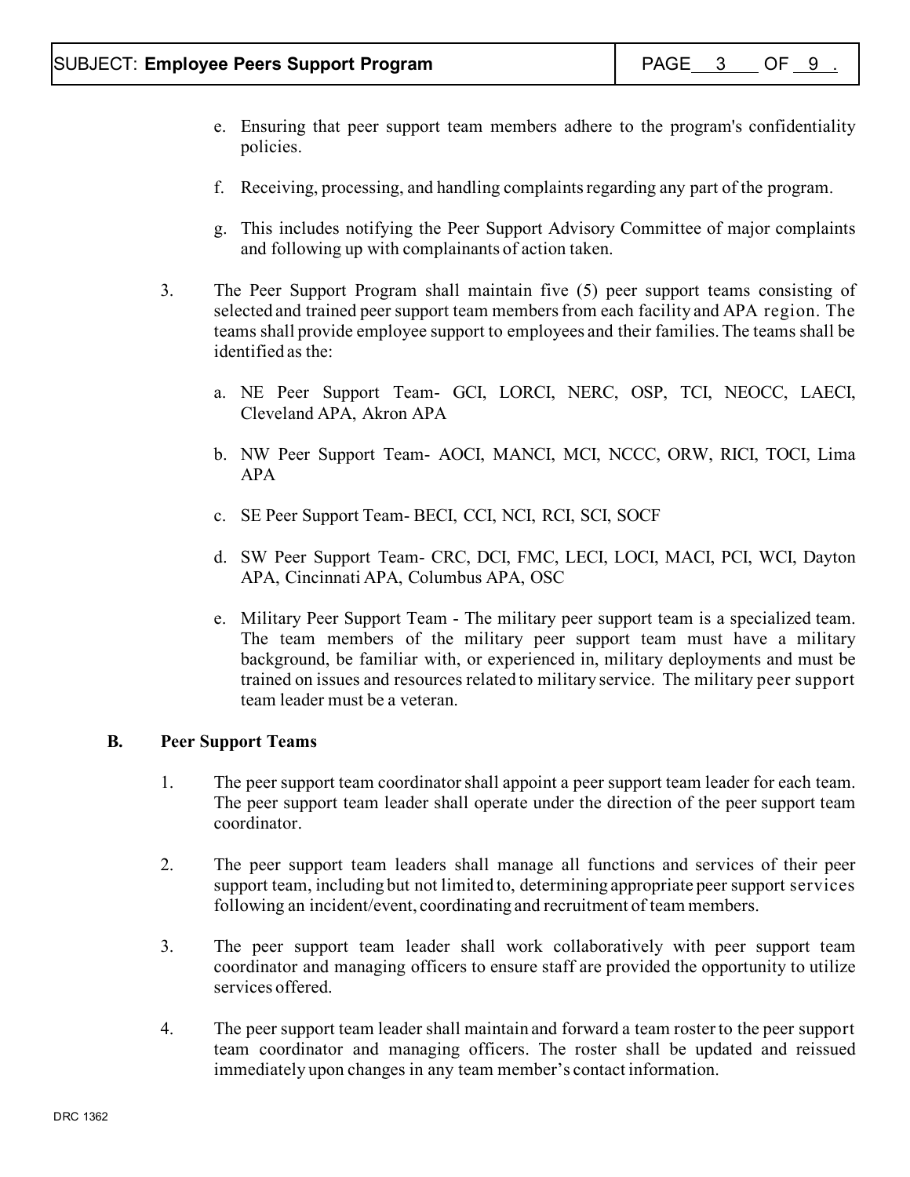e. Ensuring that peer support team members adhere to the program's confidentiality policies.

f. Receiving, processing, and handling complaints regarding any part of the program.

g. This includes notifying the Peer Support Advisory Committee of major complaints and following up with complainants of action taken.

3. The Peer Support Program shall maintain five (5) peer support teams consisting of selected and trained peer support team members from each facility and APA region. The teams shall provide employee support to employees and their families. The teams shall be identified as the:

   a. NE Peer Support Team- GCI, LORCI, NERC, OSP, TCI, NEOCC, LAECI, Cleveland APA, Akron APA

   b. NW Peer Support Team- AOCI, MANCI, MCI, NCCC, ORW, RICI, TOCI, Lima APA

   c. SE Peer Support Team- BECI, CCI, NCI, RCI, SCI, SOCF

   d. SW Peer Support Team- CRC, DCI, FMC, LECI, LOCI, MACI, PCI, WCI, Dayton APA, Cincinnati APA, Columbus APA, OSC

   e. Military Peer Support Team - The military peer support team is a specialized team. The team members of the military peer support team must have a military background, be familiar with, or experienced in, military deployments and must be trained on issues and resources related to military service. The military peer support team leader must be a veteran.

**B. Peer Support Teams**

1. The peer support team coordinator shall appoint a peer support team leader for each team. The peer support team leader shall operate under the direction of the peer support team coordinator.

2. The peer support team leaders shall manage all functions and services of their peer support team, including but not limited to, determining appropriate peer support services following an incident/event, coordinating and recruitment of team members.

3. The peer support team leader shall work collaboratively with peer support team coordinator and managing officers to ensure staff are provided the opportunity to utilize services offered.

4. The peer support team leader shall maintain and forward a team roster to the peer support team coordinator and managing officers. The roster shall be updated and reissued immediately upon changes in any team member's contact information.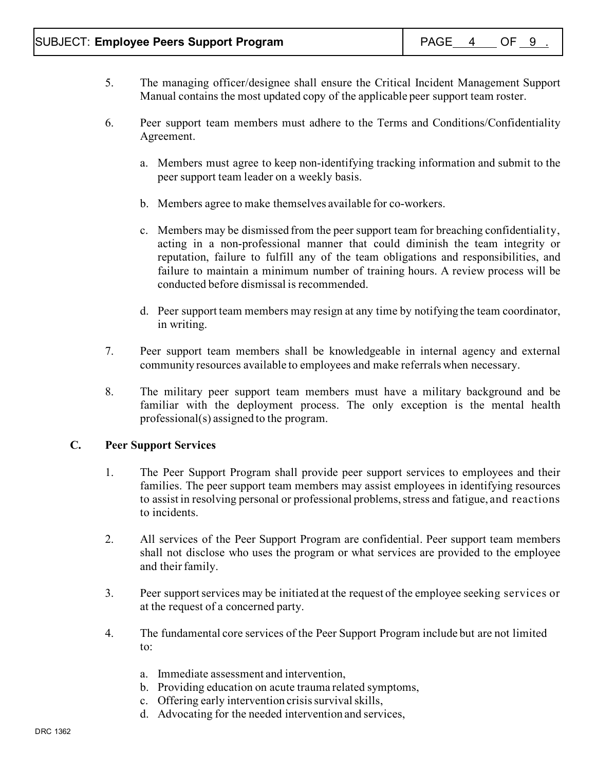5. The managing officer/designee shall ensure the Critical Incident Management Support Manual contains the most updated copy of the applicable peer support team roster.

6. Peer support team members must adhere to the Terms and Conditions/Confidentiality Agreement.

   a. Members must agree to keep non-identifying tracking information and submit to the peer support team leader on a weekly basis.

   b. Members agree to make themselves available for co-workers.

   c. Members may be dismissed from the peer support team for breaching confidentiality, acting in a non-professional manner that could diminish the team integrity or reputation, failure to fulfill any of the team obligations and responsibilities, and failure to maintain a minimum number of training hours. A review process will be conducted before dismissal is recommended.

   d. Peer support team members may resign at any time by notifying the team coordinator, in writing.

7. Peer support team members shall be knowledgeable in internal agency and external community resources available to employees and make referrals when necessary.

8. The military peer support team members must have a military background and be familiar with the deployment process. The only exception is the mental health professional(s) assigned to the program.

**C. Peer Support Services**

1. The Peer Support Program shall provide peer support services to employees and their families. The peer support team members may assist employees in identifying resources to assist in resolving personal or professional problems, stress and fatigue, and reactions to incidents.

2. All services of the Peer Support Program are confidential. Peer support team members shall not disclose who uses the program or what services are provided to the employee and their family.

3. Peer support services may be initiated at the request of the employee seeking services or at the request of a concerned party.

4. The fundamental core services of the Peer Support Program include but are not limited to:

   a. Immediate assessment and intervention,
   b. Providing education on acute trauma related symptoms,
   c. Offering early intervention crisis survival skills,
   d. Advocating for the needed intervention and services,

DRC 1362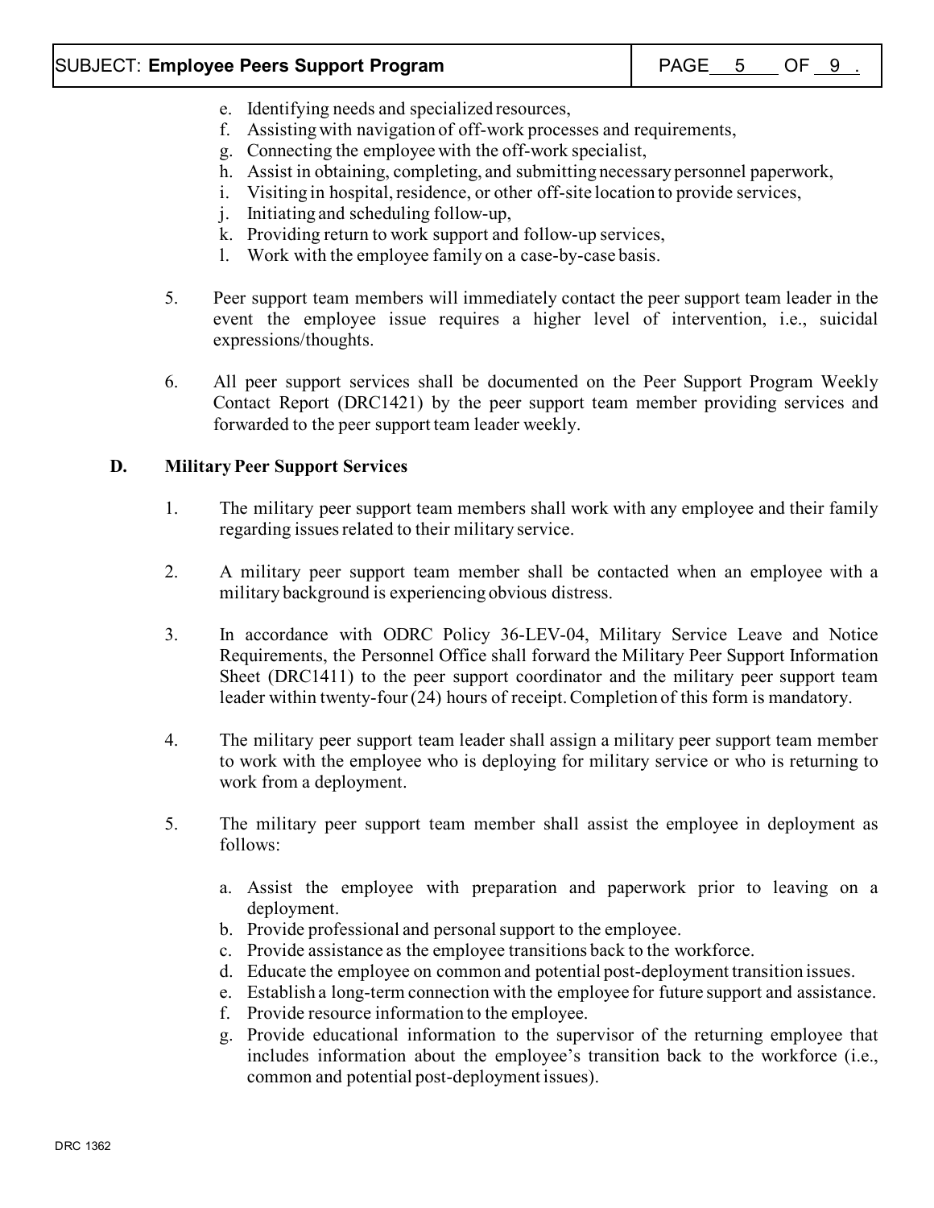e. Identifying needs and specialized resources,
f. Assisting with navigation of off-work processes and requirements,
g. Connecting the employee with the off-work specialist,
h. Assist in obtaining, completing, and submitting necessary personnel paperwork,
i. Visiting in hospital, residence, or other off-site location to provide services,
j. Initiating and scheduling follow-up,
k. Providing return to work support and follow-up services,
l. Work with the employee family on a case-by-case basis.

5. Peer support team members will immediately contact the peer support team leader in the event the employee issue requires a higher level of intervention, i.e., suicidal expressions/thoughts.

6. All peer support services shall be documented on the Peer Support Program Weekly Contact Report (DRC1421) by the peer support team member providing services and forwarded to the peer support team leader weekly.

**D. Military Peer Support Services**

1. The military peer support team members shall work with any employee and their family regarding issues related to their military service.

2. A military peer support team member shall be contacted when an employee with a military background is experiencing obvious distress.

3. In accordance with ODRC Policy 36-LEV-04, Military Service Leave and Notice Requirements, the Personnel Office shall forward the Military Peer Support Information Sheet (DRC1411) to the peer support coordinator and the military peer support team leader within twenty-four (24) hours of receipt. Completion of this form is mandatory.

4. The military peer support team leader shall assign a military peer support team member to work with the employee who is deploying for military service or who is returning to work from a deployment.

5. The military peer support team member shall assist the employee in deployment as follows:

a. Assist the employee with preparation and paperwork prior to leaving on a deployment.
b. Provide professional and personal support to the employee.
c. Provide assistance as the employee transitions back to the workforce.
d. Educate the employee on common and potential post-deployment transition issues.
e. Establish a long-term connection with the employee for future support and assistance.
f. Provide resource information to the employee.
g. Provide educational information to the supervisor of the returning employee that includes information about the employee's transition back to the workforce (i.e., common and potential post-deployment issues).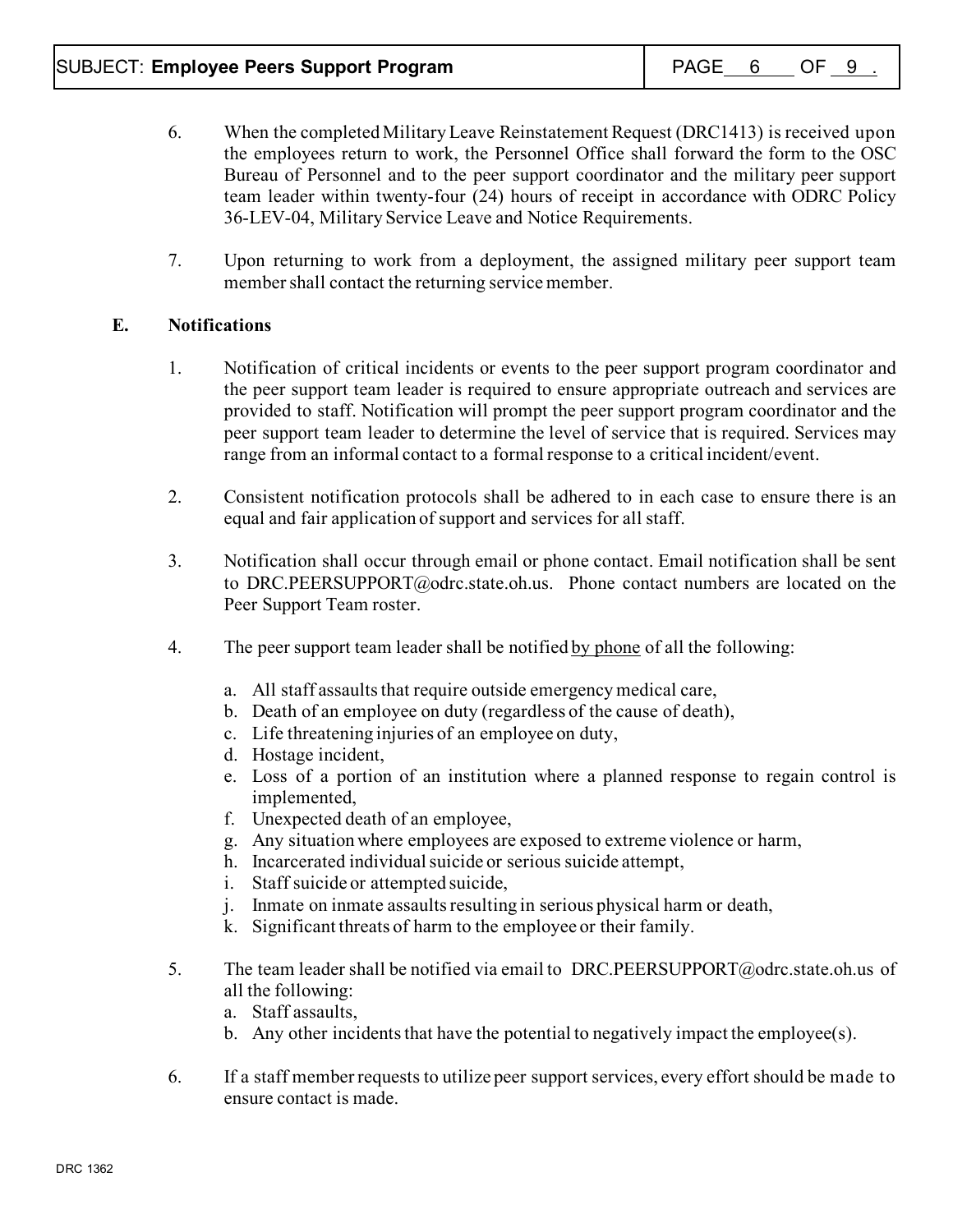6. When the completed Military Leave Reinstatement Request (DRC1413) is received upon the employees return to work, the Personnel Office shall forward the form to the OSC Bureau of Personnel and to the peer support coordinator and the military peer support team leader within twenty-four (24) hours of receipt in accordance with ODRC Policy 36-LEV-04, Military Service Leave and Notice Requirements.

7. Upon returning to work from a deployment, the assigned military peer support team member shall contact the returning service member.

**E. Notifications**

1. Notification of critical incidents or events to the peer support program coordinator and the peer support team leader is required to ensure appropriate outreach and services are provided to staff. Notification will prompt the peer support program coordinator and the peer support team leader to determine the level of service that is required. Services may range from an informal contact to a formal response to a critical incident/event.

2. Consistent notification protocols shall be adhered to in each case to ensure there is an equal and fair application of support and services for all staff.

3. Notification shall occur through email or phone contact. Email notification shall be sent to DRC.PEERSUPPORT@odrc.state.oh.us. Phone contact numbers are located on the Peer Support Team roster.

4. The peer support team leader shall be notified <u>by phone</u> of all the following:

   a. All staff assaults that require outside emergency medical care,
   b. Death of an employee on duty (regardless of the cause of death),
   c. Life threatening injuries of an employee on duty,
   d. Hostage incident,
   e. Loss of a portion of an institution where a planned response to regain control is implemented,
   f. Unexpected death of an employee,
   g. Any situation where employees are exposed to extreme violence or harm,
   h. Incarcerated individual suicide or serious suicide attempt,
   i. Staff suicide or attempted suicide,
   j. Inmate on inmate assaults resulting in serious physical harm or death,
   k. Significant threats of harm to the employee or their family.

5. The team leader shall be notified via email to DRC.PEERSUPPORT@odrc.state.oh.us of all the following:
   a. Staff assaults,
   b. Any other incidents that have the potential to negatively impact the employee(s).

6. If a staff member requests to utilize peer support services, every effort should be made to ensure contact is made.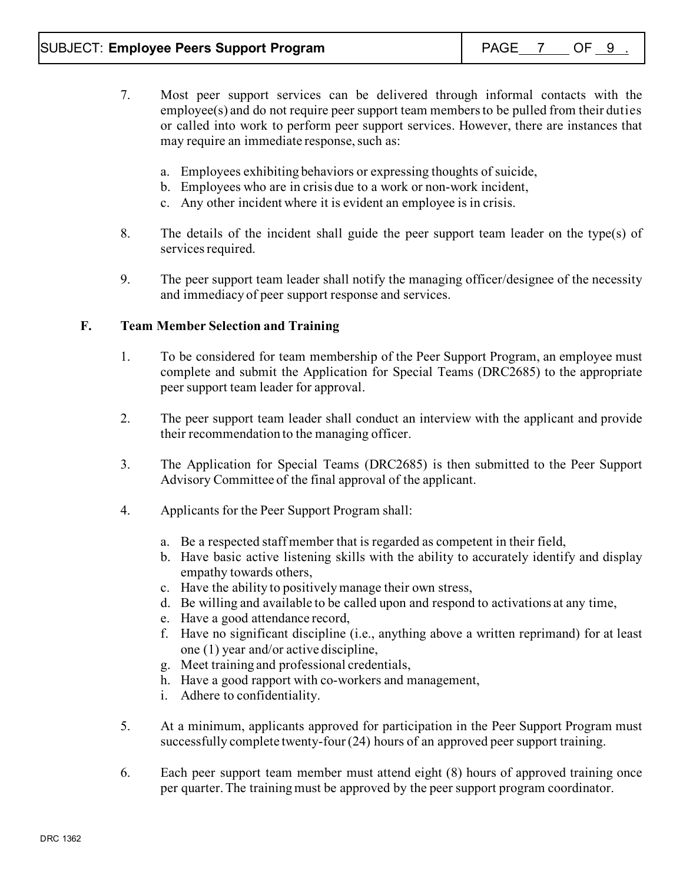7. Most peer support services can be delivered through informal contacts with the employee(s) and do not require peer support team members to be pulled from their duties or called into work to perform peer support services. However, there are instances that may require an immediate response, such as:

   a. Employees exhibiting behaviors or expressing thoughts of suicide,
   b. Employees who are in crisis due to a work or non-work incident,
   c. Any other incident where it is evident an employee is in crisis.

8. The details of the incident shall guide the peer support team leader on the type(s) of services required.

9. The peer support team leader shall notify the managing officer/designee of the necessity and immediacy of peer support response and services.

## F. Team Member Selection and Training

1. To be considered for team membership of the Peer Support Program, an employee must complete and submit the Application for Special Teams (DRC2685) to the appropriate peer support team leader for approval.

2. The peer support team leader shall conduct an interview with the applicant and provide their recommendation to the managing officer.

3. The Application for Special Teams (DRC2685) is then submitted to the Peer Support Advisory Committee of the final approval of the applicant.

4. Applicants for the Peer Support Program shall:

   a. Be a respected staff member that is regarded as competent in their field,
   b. Have basic active listening skills with the ability to accurately identify and display empathy towards others,
   c. Have the ability to positively manage their own stress,
   d. Be willing and available to be called upon and respond to activations at any time,
   e. Have a good attendance record,
   f. Have no significant discipline (i.e., anything above a written reprimand) for at least one (1) year and/or active discipline,
   g. Meet training and professional credentials,
   h. Have a good rapport with co-workers and management,
   i. Adhere to confidentiality.

5. At a minimum, applicants approved for participation in the Peer Support Program must successfully complete twenty-four (24) hours of an approved peer support training.

6. Each peer support team member must attend eight (8) hours of approved training once per quarter. The training must be approved by the peer support program coordinator.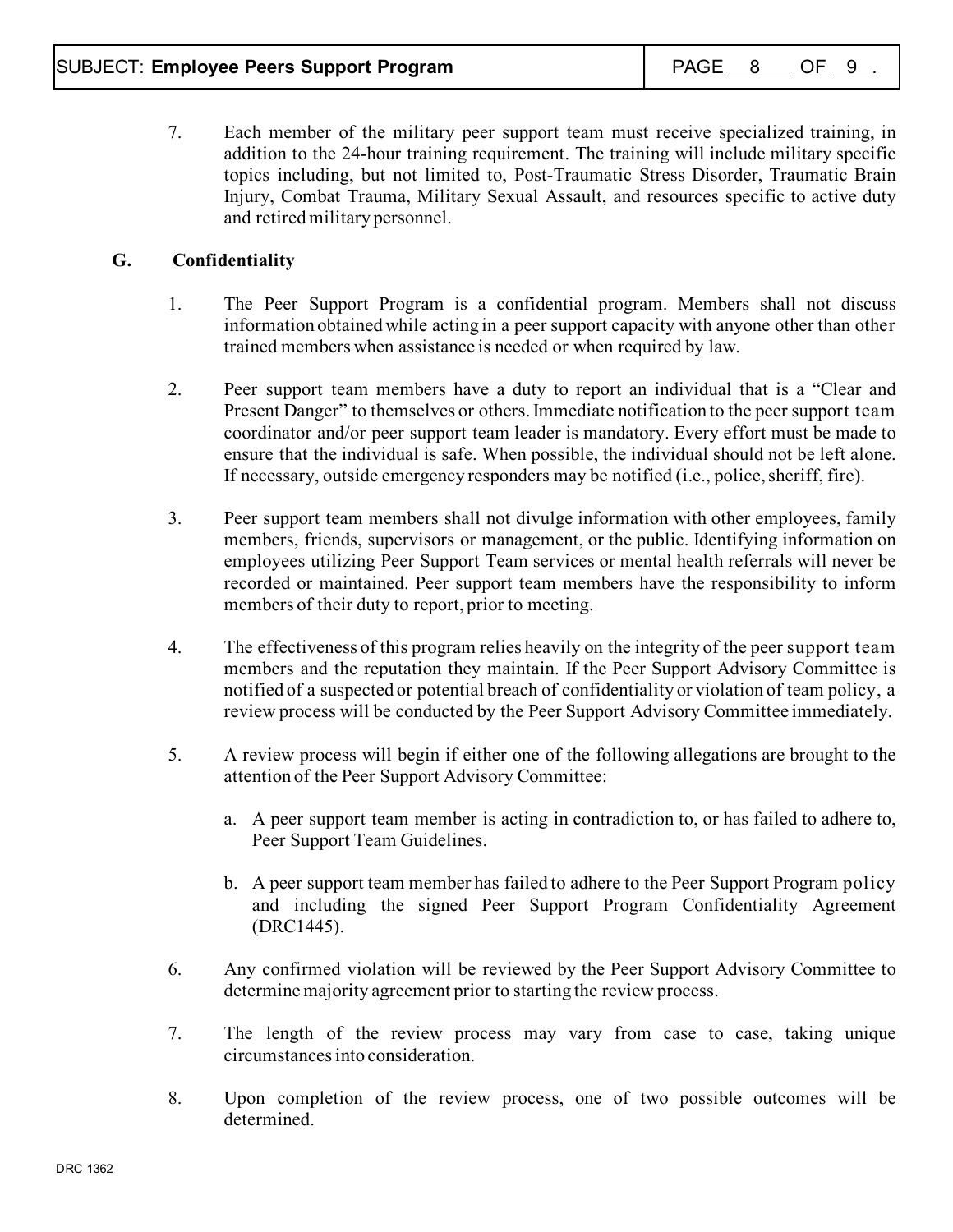7. Each member of the military peer support team must receive specialized training, in addition to the 24-hour training requirement. The training will include military specific topics including, but not limited to, Post-Traumatic Stress Disorder, Traumatic Brain Injury, Combat Trauma, Military Sexual Assault, and resources specific to active duty and retired military personnel.

### G. Confidentiality

1. The Peer Support Program is a confidential program. Members shall not discuss information obtained while acting in a peer support capacity with anyone other than other trained members when assistance is needed or when required by law.

2. Peer support team members have a duty to report an individual that is a "Clear and Present Danger" to themselves or others. Immediate notification to the peer support team coordinator and/or peer support team leader is mandatory. Every effort must be made to ensure that the individual is safe. When possible, the individual should not be left alone. If necessary, outside emergency responders may be notified (i.e., police, sheriff, fire).

3. Peer support team members shall not divulge information with other employees, family members, friends, supervisors or management, or the public. Identifying information on employees utilizing Peer Support Team services or mental health referrals will never be recorded or maintained. Peer support team members have the responsibility to inform members of their duty to report, prior to meeting.

4. The effectiveness of this program relies heavily on the integrity of the peer support team members and the reputation they maintain. If the Peer Support Advisory Committee is notified of a suspected or potential breach of confidentiality or violation of team policy, a review process will be conducted by the Peer Support Advisory Committee immediately.

5. A review process will begin if either one of the following allegations are brought to the attention of the Peer Support Advisory Committee:

   a. A peer support team member is acting in contradiction to, or has failed to adhere to, Peer Support Team Guidelines.

   b. A peer support team member has failed to adhere to the Peer Support Program policy and including the signed Peer Support Program Confidentiality Agreement (DRC1445).

6. Any confirmed violation will be reviewed by the Peer Support Advisory Committee to determine majority agreement prior to starting the review process.

7. The length of the review process may vary from case to case, taking unique circumstances into consideration.

8. Upon completion of the review process, one of two possible outcomes will be determined.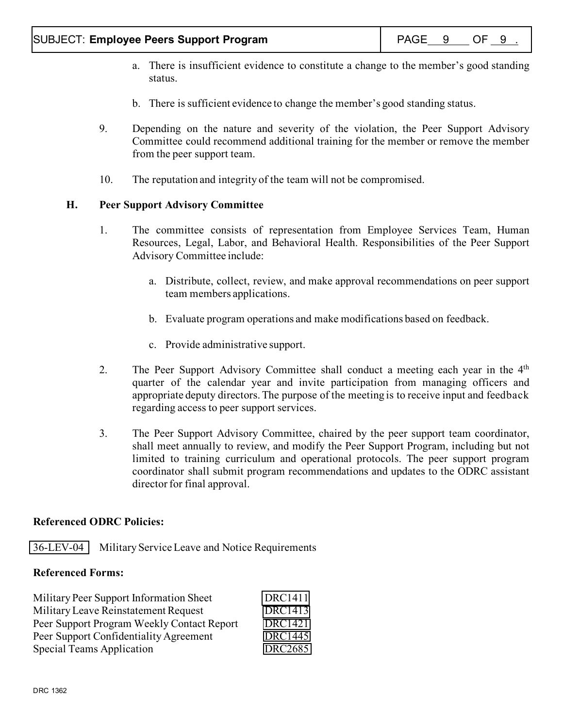a. There is insufficient evidence to constitute a change to the member's good standing status.

b. There is sufficient evidence to change the member's good standing status.

9. Depending on the nature and severity of the violation, the Peer Support Advisory Committee could recommend additional training for the member or remove the member from the peer support team.

10. The reputation and integrity of the team will not be compromised.

**H. Peer Support Advisory Committee**

1. The committee consists of representation from Employee Services Team, Human Resources, Legal, Labor, and Behavioral Health. Responsibilities of the Peer Support Advisory Committee include:

   a. Distribute, collect, review, and make approval recommendations on peer support team members applications.

   b. Evaluate program operations and make modifications based on feedback.

   c. Provide administrative support.

2. The Peer Support Advisory Committee shall conduct a meeting each year in the 4th quarter of the calendar year and invite participation from managing officers and appropriate deputy directors. The purpose of the meeting is to receive input and feedback regarding access to peer support services.

3. The Peer Support Advisory Committee, chaired by the peer support team coordinator, shall meet annually to review, and modify the Peer Support Program, including but not limited to training curriculum and operational protocols. The peer support program coordinator shall submit program recommendations and updates to the ODRC assistant director for final approval.

**Referenced ODRC Policies:**

36-LEV-04 Military Service Leave and Notice Requirements

**Referenced Forms:**

| | |
|---|---|
| Military Peer Support Information Sheet | DRC1411 |
| Military Leave Reinstatement Request | DRC1413 |
| Peer Support Program Weekly Contact Report | DRC1421 |
| Peer Support Confidentiality Agreement | DRC1445 |
| Special Teams Application | DRC2685 |

DRC 1362